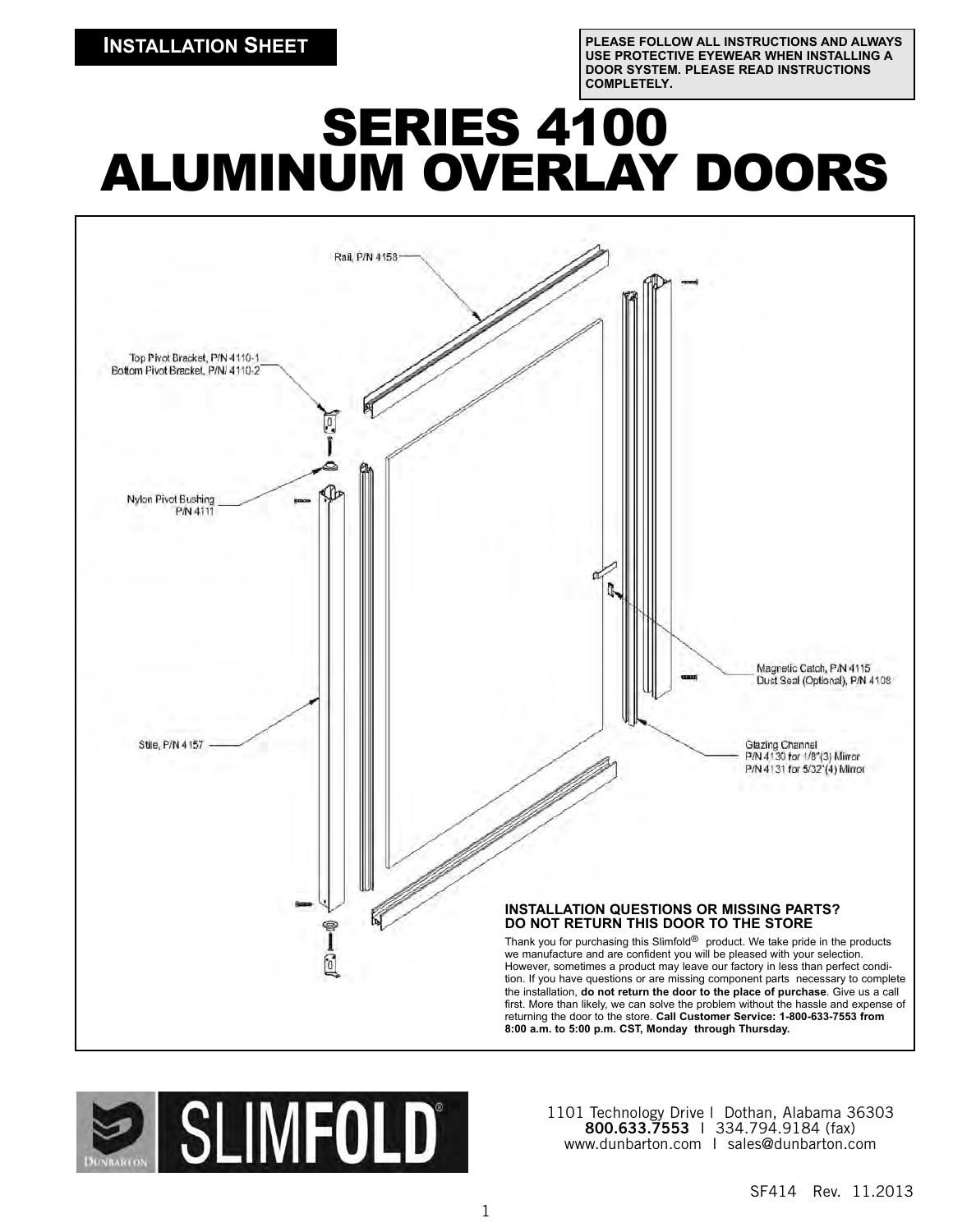**INSTALLATION SHEET**

**PLEASE FOLLOW ALL INSTRUCTIONS AND ALWAYS USE PROTECTIVE EYEWEAR WHEN INSTALLING A DOOR SYSTEM. PLEASE READ INSTRUCTIONS COMPLETELY.**

# SERIES 4100 ALUMINUM OVERLAY DOORS

Rail, P/N 4158

Top Pivot Bracket, P/N 4110-1
Bottom Pivot Bracket, P/N 4110-2

Nylon Pivot Bushing P/N 4111

Magnetic Catch, P/N 4115
Dust Seal (Optional), P/N 4108

Stile, P/N 4157

Glazing Channel
P/N 4130 for 1/8"(3) Mirror
P/N 4131 for 5/32"(4) Mirror

**INSTALLATION QUESTIONS OR MISSING PARTS?**
**DO NOT RETURN THIS DOOR TO THE STORE**

Thank you for purchasing this Slimfold® product. We take pride in the products we manufacture and are confident you will be pleased with your selection. However, sometimes a product may leave our factory in less than perfect condition. If you have questions or are missing component parts necessary to complete the installation, **do not return the door to the place of purchase**. Give us a call first. More than likely, we can solve the problem without the hassle and expense of returning the door to the store. **Call Customer Service: 1-800-633-7553 from 8:00 a.m. to 5:00 p.m. CST, Monday through Thursday.**

SLIMFOLD®

1101 Technology Drive I Dothan, Alabama 36303
**800.633.7553** I 334.794.9184 (fax)
www.dunbarton.com I sales@dunbarton.com

SF414 Rev. 11.2013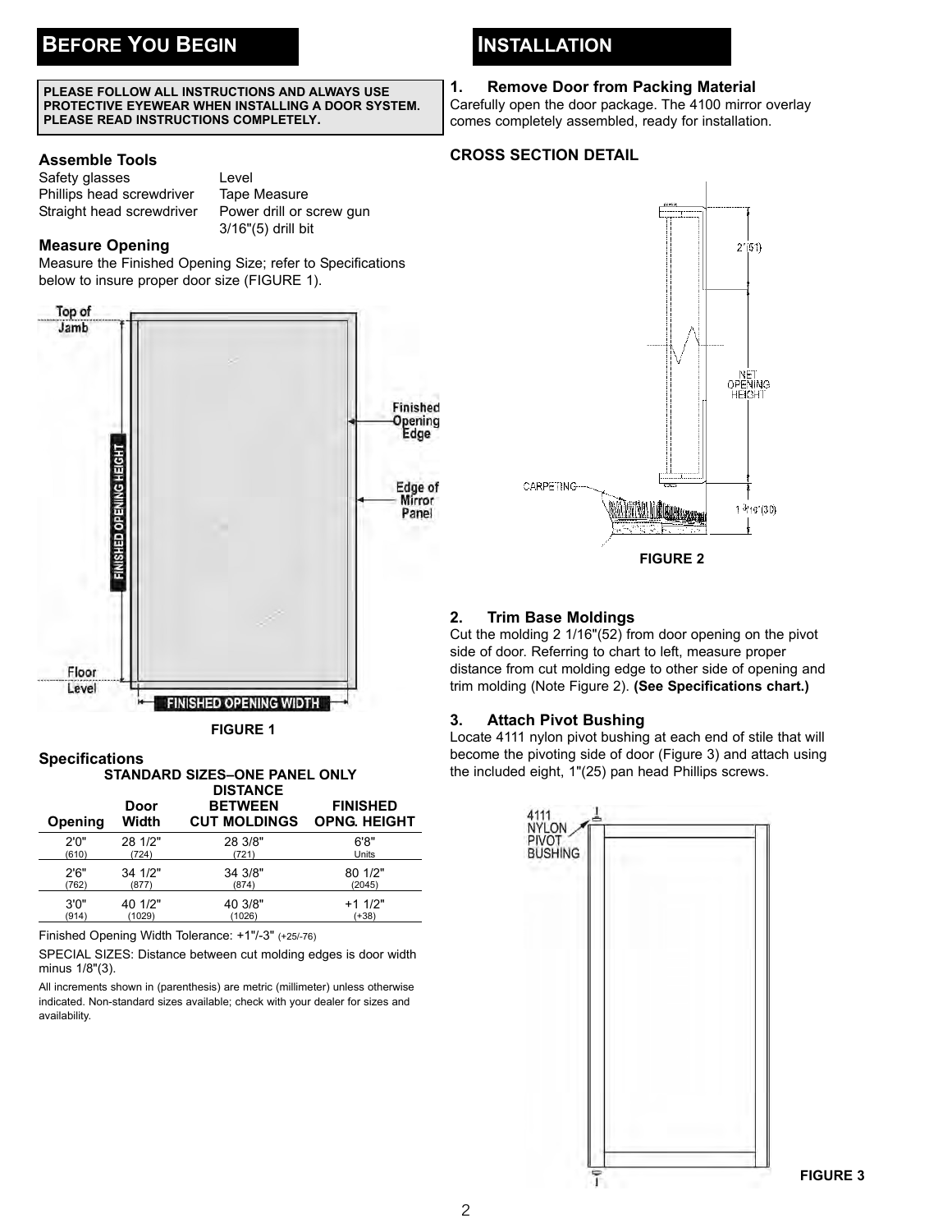## BEFORE YOU BEGIN

**PLEASE FOLLOW ALL INSTRUCTIONS AND ALWAYS USE PROTECTIVE EYEWEAR WHEN INSTALLING A DOOR SYSTEM. PLEASE READ INSTRUCTIONS COMPLETELY.**

### Assemble Tools

- Safety glasses
- Phillips head screwdriver
- Straight head screwdriver
- Level
- Tape Measure
- Power drill or screw gun
- 3/16"(5) drill bit

### Measure Opening

Measure the Finished Opening Size; refer to Specifications below to insure proper door size (FIGURE 1).

Top of Jamb

Finished Opening Edge

Edge of Mirror Panel

FINISHED OPENING HEIGHT

Floor Level

FINISHED OPENING WIDTH

**FIGURE 1**

### Specifications

**STANDARD SIZES–ONE PANEL ONLY**

| Opening | Door Width | DISTANCE BETWEEN CUT MOLDINGS | FINISHED OPNG. HEIGHT |
|---|---|---|---|
| 2'0" (610) | 28 1/2" (724) | 28 3/8" (721) | 6'8" Units |
| 2'6" (762) | 34 1/2" (877) | 34 3/8" (874) | 80 1/2" (2045) |
| 3'0" (914) | 40 1/2" (1029) | 40 3/8" (1026) | +1 1/2" (+38) |

Finished Opening Width Tolerance: +1"/-3" (+25/-76)

SPECIAL SIZES: Distance between cut molding edges is door width minus 1/8"(3).

All increments shown in (parenthesis) are metric (millimeter) unless otherwise indicated. Non-standard sizes available; check with your dealer for sizes and availability.

## INSTALLATION

### 1. Remove Door from Packing Material

Carefully open the door package. The 4100 mirror overlay comes completely assembled, ready for installation.

**CROSS SECTION DETAIL**

2"(51)

NET OPENING HEIGHT

CARPETING

1 3/16"(30)

**FIGURE 2**

### 2. Trim Base Moldings

Cut the molding 2 1/16"(52) from door opening on the pivot side of door. Referring to chart to left, measure proper distance from cut molding edge to other side of opening and trim molding (Note Figure 2). **(See Specifications chart.)**

### 3. Attach Pivot Bushing

Locate 4111 nylon pivot bushing at each end of stile that will become the pivoting side of door (Figure 3) and attach using the included eight, 1"(25) pan head Phillips screws.

4111 NYLON PIVOT BUSHING

**FIGURE 3**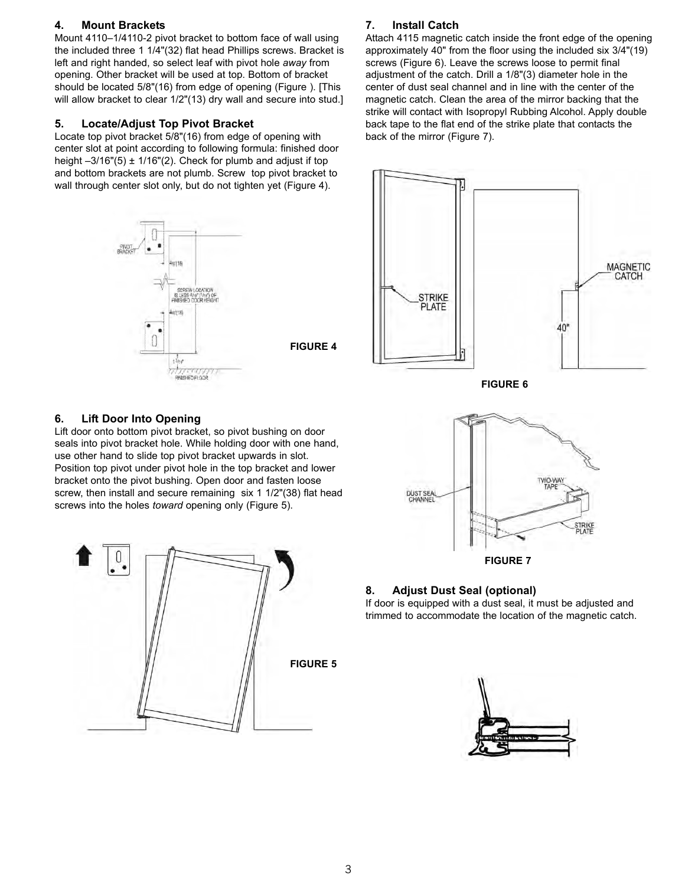### 4. Mount Brackets

Mount 4110–1/4110-2 pivot bracket to bottom face of wall using the included three 1 1/4"(32) flat head Phillips screws. Bracket is left and right handed, so select leaf with pivot hole *away* from opening. Other bracket will be used at top. Bottom of bracket should be located 5/8"(16) from edge of opening (Figure ). [This will allow bracket to clear 1/2"(13) dry wall and secure into stud.]

### 5. Locate/Adjust Top Pivot Bracket

Locate top pivot bracket 5/8"(16) from edge of opening with center slot at point according to following formula: finished door height –3/16"(5) ± 1/16"(2). Check for plumb and adjust if top and bottom brackets are not plumb. Screw top pivot bracket to wall through center slot only, but do not tighten yet (Figure 4).

FIGURE 4

### 6. Lift Door Into Opening

Lift door onto bottom pivot bracket, so pivot bushing on door seals into pivot bracket hole. While holding door with one hand, use other hand to slide top pivot bracket upwards in slot. Position top pivot under pivot hole in the top bracket and lower bracket onto the pivot bushing. Open door and fasten loose screw, then install and secure remaining six 1 1/2"(38) flat head screws into the holes *toward* opening only (Figure 5).

FIGURE 5

### 7. Install Catch

Attach 4115 magnetic catch inside the front edge of the opening approximately 40" from the floor using the included six 3/4"(19) screws (Figure 6). Leave the screws loose to permit final adjustment of the catch. Drill a 1/8"(3) diameter hole in the center of dust seal channel and in line with the center of the magnetic catch. Clean the area of the mirror backing that the strike will contact with Isopropyl Rubbing Alcohol. Apply double back tape to the flat end of the strike plate that contacts the back of the mirror (Figure 7).

FIGURE 6

FIGURE 7

### 8. Adjust Dust Seal (optional)

If door is equipped with a dust seal, it must be adjusted and trimmed to accommodate the location of the magnetic catch.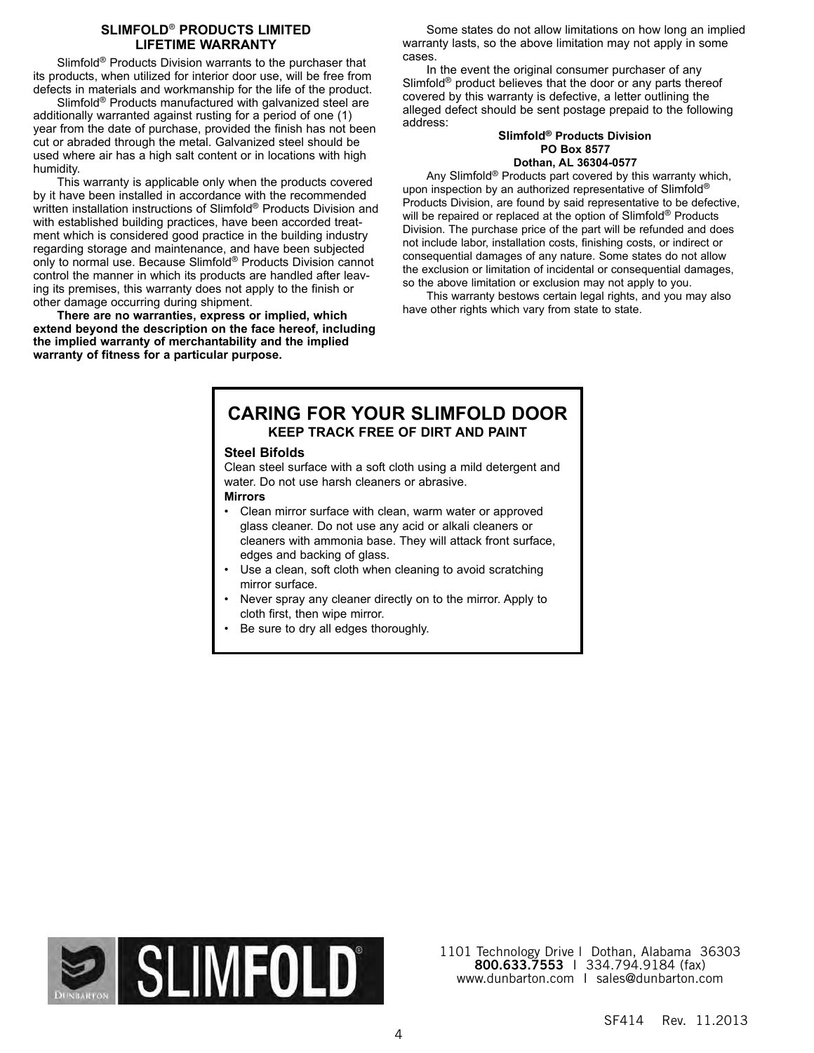## SLIMFOLD® PRODUCTS LIMITED LIFETIME WARRANTY

Slimfold® Products Division warrants to the purchaser that its products, when utilized for interior door use, will be free from defects in materials and workmanship for the life of the product.

Slimfold® Products manufactured with galvanized steel are additionally warranted against rusting for a period of one (1) year from the date of purchase, provided the finish has not been cut or abraded through the metal. Galvanized steel should be used where air has a high salt content or in locations with high humidity.

This warranty is applicable only when the products covered by it have been installed in accordance with the recommended written installation instructions of Slimfold® Products Division and with established building practices, have been accorded treatment which is considered good practice in the building industry regarding storage and maintenance, and have been subjected only to normal use. Because Slimfold® Products Division cannot control the manner in which its products are handled after leaving its premises, this warranty does not apply to the finish or other damage occurring during shipment.

**There are no warranties, express or implied, which extend beyond the description on the face hereof, including the implied warranty of merchantability and the implied warranty of fitness for a particular purpose.**

Some states do not allow limitations on how long an implied warranty lasts, so the above limitation may not apply in some cases.

In the event the original consumer purchaser of any Slimfold® product believes that the door or any parts thereof covered by this warranty is defective, a letter outlining the alleged defect should be sent postage prepaid to the following address:

**Slimfold® Products Division**
**PO Box 8577**
**Dothan, AL 36304-0577**

Any Slimfold® Products part covered by this warranty which, upon inspection by an authorized representative of Slimfold® Products Division, are found by said representative to be defective, will be repaired or replaced at the option of Slimfold® Products Division. The purchase price of the part will be refunded and does not include labor, installation costs, finishing costs, or indirect or consequential damages of any nature. Some states do not allow the exclusion or limitation of incidental or consequential damages, so the above limitation or exclusion may not apply to you.

This warranty bestows certain legal rights, and you may also have other rights which vary from state to state.

## CARING FOR YOUR SLIMFOLD DOOR

### KEEP TRACK FREE OF DIRT AND PAINT

**Steel Bifolds**

Clean steel surface with a soft cloth using a mild detergent and water. Do not use harsh cleaners or abrasive.

**Mirrors**

- Clean mirror surface with clean, warm water or approved glass cleaner. Do not use any acid or alkali cleaners or cleaners with ammonia base. They will attack front surface, edges and backing of glass.
- Use a clean, soft cloth when cleaning to avoid scratching mirror surface.
- Never spray any cleaner directly on to the mirror. Apply to cloth first, then wipe mirror.
- Be sure to dry all edges thoroughly.

DUNBARTON SLIMFOLD®

1101 Technology Drive I Dothan, Alabama 36303
**800.633.7553** I 334.794.9184 (fax)
www.dunbarton.com I sales@dunbarton.com

SF414 Rev. 11.2013